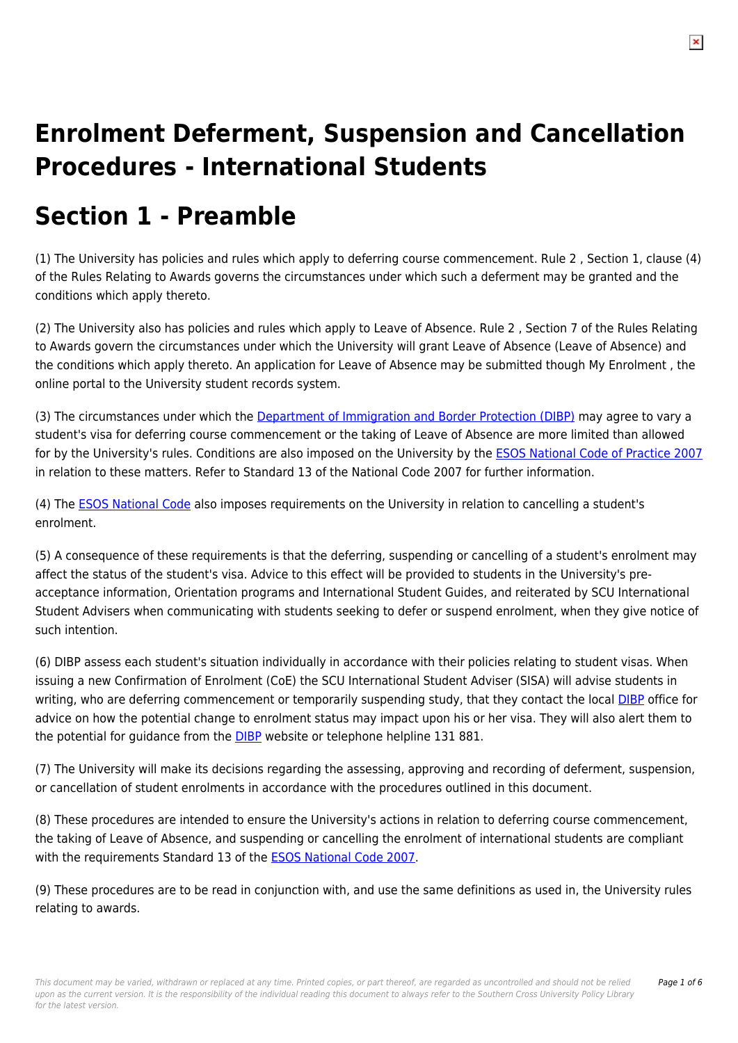# Enrolment Deferment, Suspension and Cancellation Procedures - International Students

# Section 1 - Preamble

(1) The University has policies and rules which apply to deferring course commencement. Rule 2 , Section 1, clause (4) of the Rules Relating to Awards governs the circumstances under which such a deferment may be granted and the conditions which apply thereto.

(2) The University also has policies and rules which apply to Leave of Absence. Rule 2 , Section 7 of the Rules Relating to Awards govern the circumstances under which the University will grant Leave of Absence (Leave of Absence) and the conditions which apply thereto. An application for Leave of Absence may be submitted though My Enrolment , the online portal to the University student records system.

(3) The circumstances under which the Department of Immigration and Border Protection (DIBP) may agree to vary a student's visa for deferring course commencement or the taking of Leave of Absence are more limited than allowed for by the University's rules. Conditions are also imposed on the University by the ESOS National Code of Practice 2007 in relation to these matters. Refer to Standard 13 of the National Code 2007 for further information.

(4) The ESOS National Code also imposes requirements on the University in relation to cancelling a student's enrolment.

(5) A consequence of these requirements is that the deferring, suspending or cancelling of a student's enrolment may affect the status of the student's visa. Advice to this effect will be provided to students in the University's pre-acceptance information, Orientation programs and International Student Guides, and reiterated by SCU International Student Advisers when communicating with students seeking to defer or suspend enrolment, when they give notice of such intention.

(6) DIBP assess each student's situation individually in accordance with their policies relating to student visas. When issuing a new Confirmation of Enrolment (CoE) the SCU International Student Adviser (SISA) will advise students in writing, who are deferring commencement or temporarily suspending study, that they contact the local DIBP office for advice on how the potential change to enrolment status may impact upon his or her visa. They will also alert them to the potential for guidance from the DIBP website or telephone helpline 131 881.

(7) The University will make its decisions regarding the assessing, approving and recording of deferment, suspension, or cancellation of student enrolments in accordance with the procedures outlined in this document.

(8) These procedures are intended to ensure the University's actions in relation to deferring course commencement, the taking of Leave of Absence, and suspending or cancelling the enrolment of international students are compliant with the requirements Standard 13 of the ESOS National Code 2007.

(9) These procedures are to be read in conjunction with, and use the same definitions as used in, the University rules relating to awards.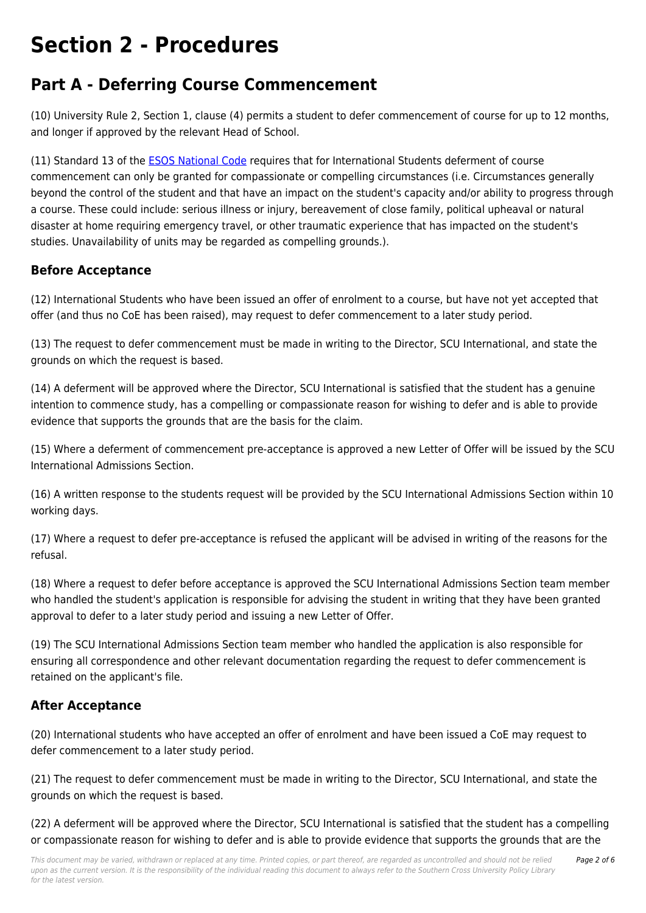# Section 2 - Procedures

## Part A - Deferring Course Commencement

(10) University Rule 2, Section 1, clause (4) permits a student to defer commencement of course for up to 12 months, and longer if approved by the relevant Head of School.

(11) Standard 13 of the ESOS National Code requires that for International Students deferment of course commencement can only be granted for compassionate or compelling circumstances (i.e. Circumstances generally beyond the control of the student and that have an impact on the student's capacity and/or ability to progress through a course. These could include: serious illness or injury, bereavement of close family, political upheaval or natural disaster at home requiring emergency travel, or other traumatic experience that has impacted on the student's studies. Unavailability of units may be regarded as compelling grounds.).

### Before Acceptance

(12) International Students who have been issued an offer of enrolment to a course, but have not yet accepted that offer (and thus no CoE has been raised), may request to defer commencement to a later study period.

(13) The request to defer commencement must be made in writing to the Director, SCU International, and state the grounds on which the request is based.

(14) A deferment will be approved where the Director, SCU International is satisfied that the student has a genuine intention to commence study, has a compelling or compassionate reason for wishing to defer and is able to provide evidence that supports the grounds that are the basis for the claim.

(15) Where a deferment of commencement pre-acceptance is approved a new Letter of Offer will be issued by the SCU International Admissions Section.

(16) A written response to the students request will be provided by the SCU International Admissions Section within 10 working days.

(17) Where a request to defer pre-acceptance is refused the applicant will be advised in writing of the reasons for the refusal.

(18) Where a request to defer before acceptance is approved the SCU International Admissions Section team member who handled the student's application is responsible for advising the student in writing that they have been granted approval to defer to a later study period and issuing a new Letter of Offer.

(19) The SCU International Admissions Section team member who handled the application is also responsible for ensuring all correspondence and other relevant documentation regarding the request to defer commencement is retained on the applicant's file.

### After Acceptance

(20) International students who have accepted an offer of enrolment and have been issued a CoE may request to defer commencement to a later study period.

(21) The request to defer commencement must be made in writing to the Director, SCU International, and state the grounds on which the request is based.

(22) A deferment will be approved where the Director, SCU International is satisfied that the student has a compelling or compassionate reason for wishing to defer and is able to provide evidence that supports the grounds that are the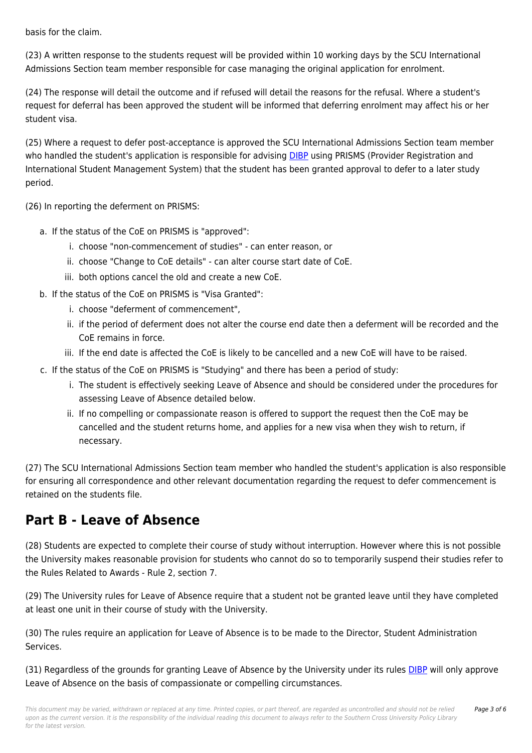basis for the claim.

(23) A written response to the students request will be provided within 10 working days by the SCU International Admissions Section team member responsible for case managing the original application for enrolment.

(24) The response will detail the outcome and if refused will detail the reasons for the refusal. Where a student's request for deferral has been approved the student will be informed that deferring enrolment may affect his or her student visa.

(25) Where a request to defer post-acceptance is approved the SCU International Admissions Section team member who handled the student's application is responsible for advising DIBP using PRISMS (Provider Registration and International Student Management System) that the student has been granted approval to defer to a later study period.

(26) In reporting the deferment on PRISMS:

a. If the status of the CoE on PRISMS is "approved":
    i. choose "non-commencement of studies" - can enter reason, or
    ii. choose "Change to CoE details" - can alter course start date of CoE.
    iii. both options cancel the old and create a new CoE.
b. If the status of the CoE on PRISMS is "Visa Granted":
    i. choose "deferment of commencement",
    ii. if the period of deferment does not alter the course end date then a deferment will be recorded and the CoE remains in force.
    iii. If the end date is affected the CoE is likely to be cancelled and a new CoE will have to be raised.
c. If the status of the CoE on PRISMS is "Studying" and there has been a period of study:
    i. The student is effectively seeking Leave of Absence and should be considered under the procedures for assessing Leave of Absence detailed below.
    ii. If no compelling or compassionate reason is offered to support the request then the CoE may be cancelled and the student returns home, and applies for a new visa when they wish to return, if necessary.

(27) The SCU International Admissions Section team member who handled the student's application is also responsible for ensuring all correspondence and other relevant documentation regarding the request to defer commencement is retained on the students file.

## Part B - Leave of Absence

(28) Students are expected to complete their course of study without interruption. However where this is not possible the University makes reasonable provision for students who cannot do so to temporarily suspend their studies refer to the Rules Related to Awards - Rule 2, section 7.

(29) The University rules for Leave of Absence require that a student not be granted leave until they have completed at least one unit in their course of study with the University.

(30) The rules require an application for Leave of Absence is to be made to the Director, Student Administration Services.

(31) Regardless of the grounds for granting Leave of Absence by the University under its rules DIBP will only approve Leave of Absence on the basis of compassionate or compelling circumstances.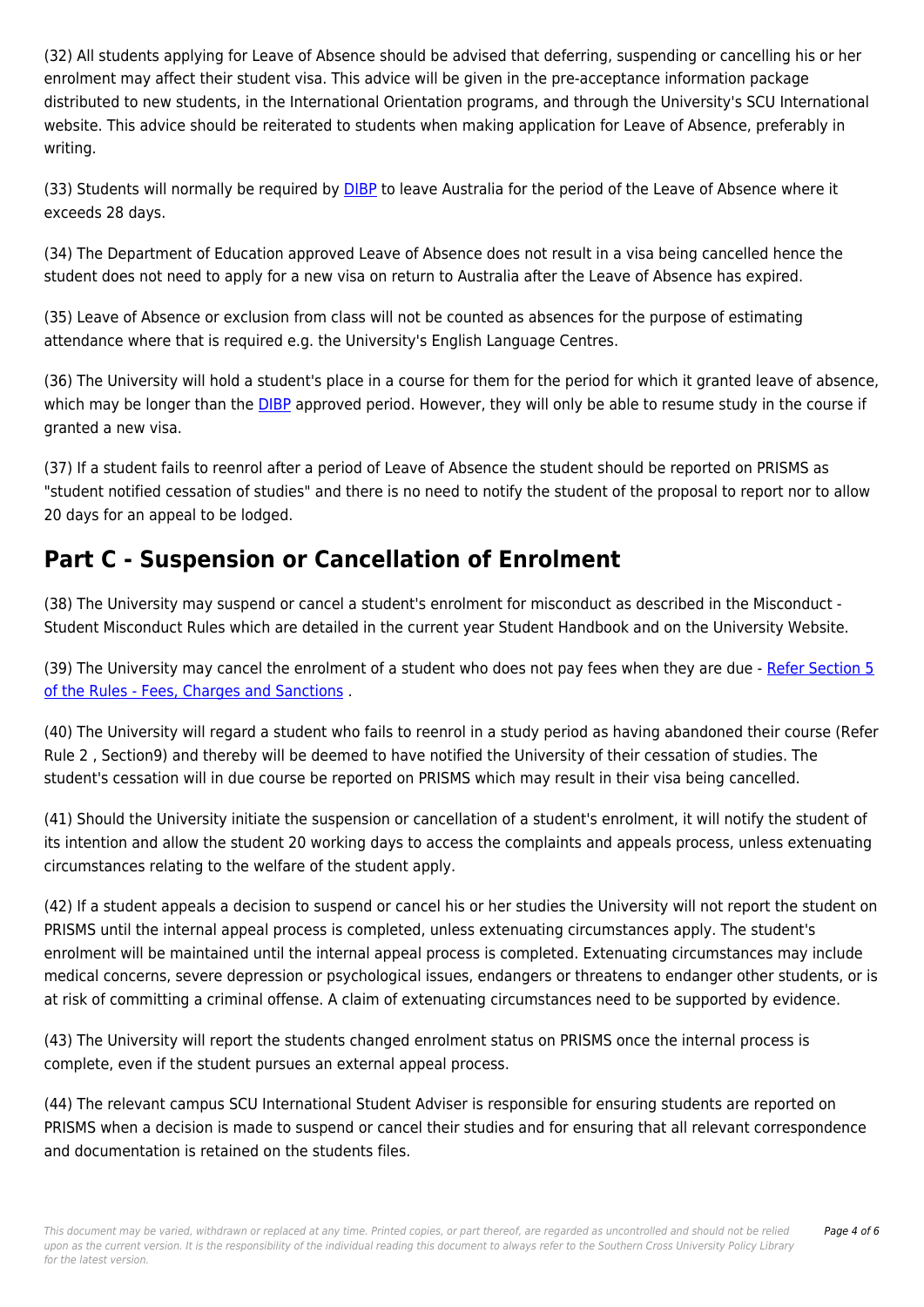(32) All students applying for Leave of Absence should be advised that deferring, suspending or cancelling his or her enrolment may affect their student visa. This advice will be given in the pre-acceptance information package distributed to new students, in the International Orientation programs, and through the University's SCU International website. This advice should be reiterated to students when making application for Leave of Absence, preferably in writing.

(33) Students will normally be required by DIBP to leave Australia for the period of the Leave of Absence where it exceeds 28 days.

(34) The Department of Education approved Leave of Absence does not result in a visa being cancelled hence the student does not need to apply for a new visa on return to Australia after the Leave of Absence has expired.

(35) Leave of Absence or exclusion from class will not be counted as absences for the purpose of estimating attendance where that is required e.g. the University's English Language Centres.

(36) The University will hold a student's place in a course for them for the period for which it granted leave of absence, which may be longer than the DIBP approved period. However, they will only be able to resume study in the course if granted a new visa.

(37) If a student fails to reenrol after a period of Leave of Absence the student should be reported on PRISMS as "student notified cessation of studies" and there is no need to notify the student of the proposal to report nor to allow 20 days for an appeal to be lodged.

## Part C - Suspension or Cancellation of Enrolment

(38) The University may suspend or cancel a student's enrolment for misconduct as described in the Misconduct - Student Misconduct Rules which are detailed in the current year Student Handbook and on the University Website.

(39) The University may cancel the enrolment of a student who does not pay fees when they are due - Refer Section 5 of the Rules - Fees, Charges and Sanctions .

(40) The University will regard a student who fails to reenrol in a study period as having abandoned their course (Refer Rule 2 , Section9) and thereby will be deemed to have notified the University of their cessation of studies. The student's cessation will in due course be reported on PRISMS which may result in their visa being cancelled.

(41) Should the University initiate the suspension or cancellation of a student's enrolment, it will notify the student of its intention and allow the student 20 working days to access the complaints and appeals process, unless extenuating circumstances relating to the welfare of the student apply.

(42) If a student appeals a decision to suspend or cancel his or her studies the University will not report the student on PRISMS until the internal appeal process is completed, unless extenuating circumstances apply. The student's enrolment will be maintained until the internal appeal process is completed. Extenuating circumstances may include medical concerns, severe depression or psychological issues, endangers or threatens to endanger other students, or is at risk of committing a criminal offense. A claim of extenuating circumstances need to be supported by evidence.

(43) The University will report the students changed enrolment status on PRISMS once the internal process is complete, even if the student pursues an external appeal process.

(44) The relevant campus SCU International Student Adviser is responsible for ensuring students are reported on PRISMS when a decision is made to suspend or cancel their studies and for ensuring that all relevant correspondence and documentation is retained on the students files.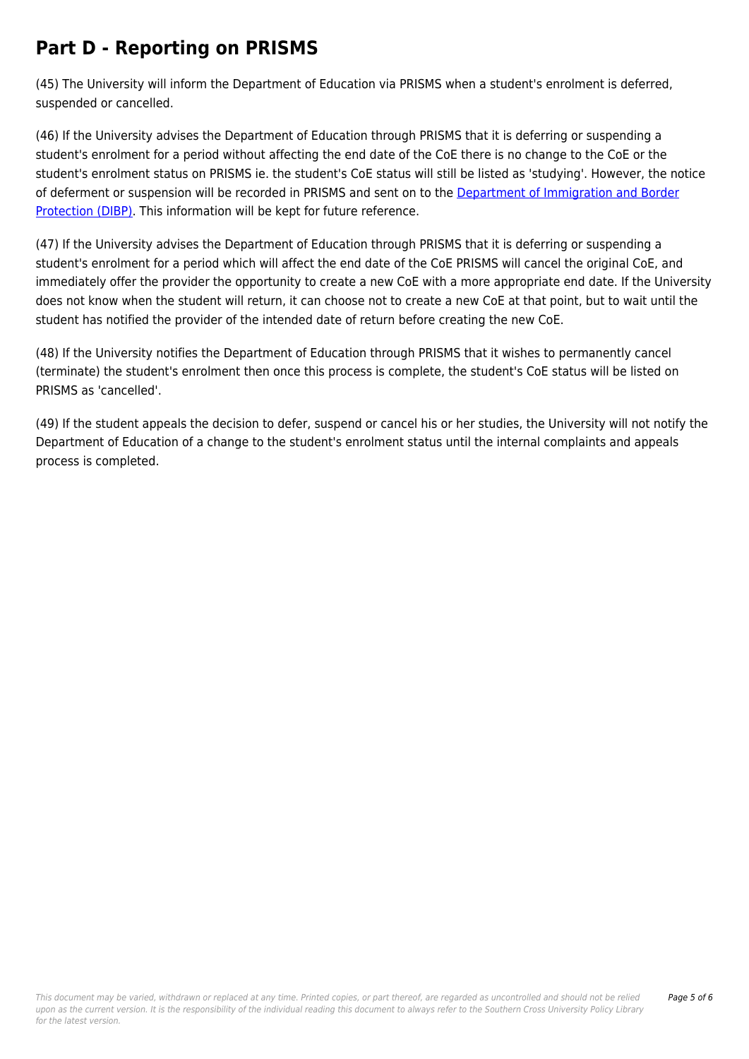## Part D - Reporting on PRISMS

(45) The University will inform the Department of Education via PRISMS when a student's enrolment is deferred, suspended or cancelled.

(46) If the University advises the Department of Education through PRISMS that it is deferring or suspending a student's enrolment for a period without affecting the end date of the CoE there is no change to the CoE or the student's enrolment status on PRISMS ie. the student's CoE status will still be listed as 'studying'. However, the notice of deferment or suspension will be recorded in PRISMS and sent on to the Department of Immigration and Border Protection (DIBP). This information will be kept for future reference.

(47) If the University advises the Department of Education through PRISMS that it is deferring or suspending a student's enrolment for a period which will affect the end date of the CoE PRISMS will cancel the original CoE, and immediately offer the provider the opportunity to create a new CoE with a more appropriate end date. If the University does not know when the student will return, it can choose not to create a new CoE at that point, but to wait until the student has notified the provider of the intended date of return before creating the new CoE.

(48) If the University notifies the Department of Education through PRISMS that it wishes to permanently cancel (terminate) the student's enrolment then once this process is complete, the student's CoE status will be listed on PRISMS as 'cancelled'.

(49) If the student appeals the decision to defer, suspend or cancel his or her studies, the University will not notify the Department of Education of a change to the student's enrolment status until the internal complaints and appeals process is completed.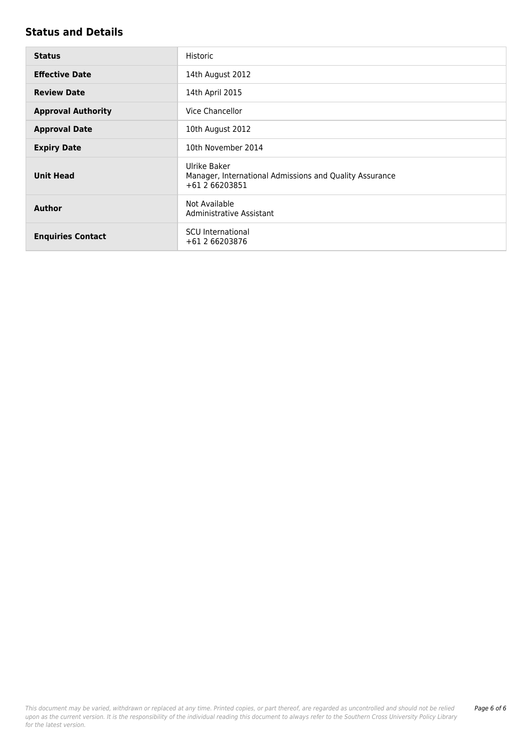## Status and Details

| | |
|---|---|
| **Status** | Historic |
| **Effective Date** | 14th August 2012 |
| **Review Date** | 14th April 2015 |
| **Approval Authority** | Vice Chancellor |
| **Approval Date** | 10th August 2012 |
| **Expiry Date** | 10th November 2014 |
| **Unit Head** | Ulrike Baker<br>Manager, International Admissions and Quality Assurance<br>+61 2 66203851 |
| **Author** | Not Available<br>Administrative Assistant |
| **Enquiries Contact** | SCU International<br>+61 2 66203876 |